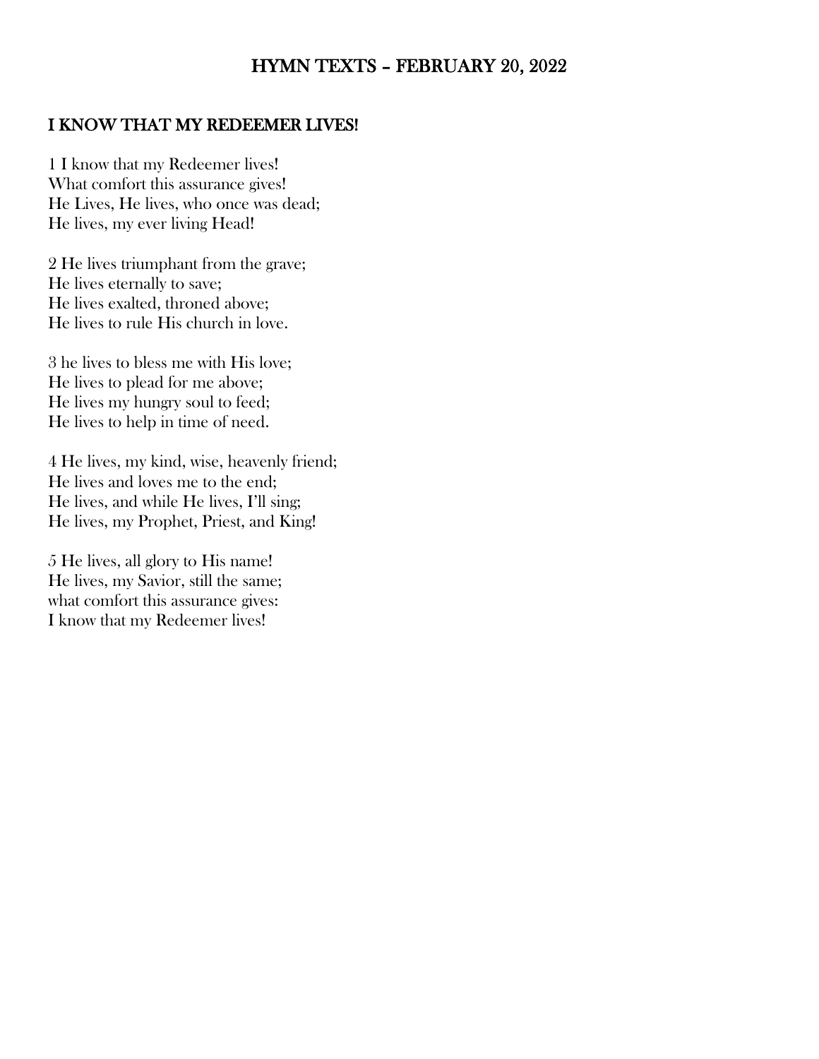# HYMN TEXTS – FEBRUARY 20, 2022

## I KNOW THAT MY REDEEMER LIVES!

1 I know that my Redeemer lives!
What comfort this assurance gives!
He Lives, He lives, who once was dead;
He lives, my ever living Head!

2 He lives triumphant from the grave;
He lives eternally to save;
He lives exalted, throned above;
He lives to rule His church in love.

3 he lives to bless me with His love;
He lives to plead for me above;
He lives my hungry soul to feed;
He lives to help in time of need.

4 He lives, my kind, wise, heavenly friend;
He lives and loves me to the end;
He lives, and while He lives, I'll sing;
He lives, my Prophet, Priest, and King!

5 He lives, all glory to His name!
He lives, my Savior, still the same;
what comfort this assurance gives:
I know that my Redeemer lives!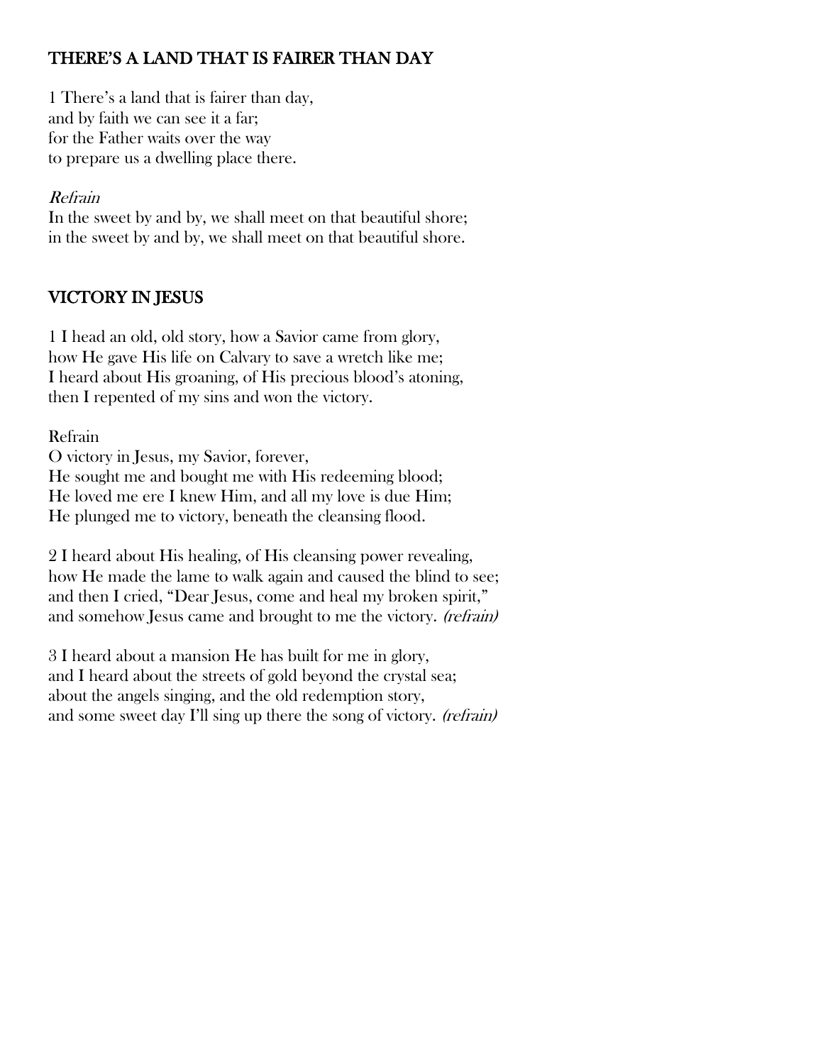## THERE'S A LAND THAT IS FAIRER THAN DAY

1 There's a land that is fairer than day,
and by faith we can see it a far;
for the Father waits over the way
to prepare us a dwelling place there.

*Refrain*
In the sweet by and by, we shall meet on that beautiful shore;
in the sweet by and by, we shall meet on that beautiful shore.

## VICTORY IN JESUS

1 I head an old, old story, how a Savior came from glory,
how He gave His life on Calvary to save a wretch like me;
I heard about His groaning, of His precious blood's atoning,
then I repented of my sins and won the victory.

Refrain
O victory in Jesus, my Savior, forever,
He sought me and bought me with His redeeming blood;
He loved me ere I knew Him, and all my love is due Him;
He plunged me to victory, beneath the cleansing flood.

2 I heard about His healing, of His cleansing power revealing,
how He made the lame to walk again and caused the blind to see;
and then I cried, "Dear Jesus, come and heal my broken spirit,"
and somehow Jesus came and brought to me the victory. *(refrain)*

3 I heard about a mansion He has built for me in glory,
and I heard about the streets of gold beyond the crystal sea;
about the angels singing, and the old redemption story,
and some sweet day I'll sing up there the song of victory. *(refrain)*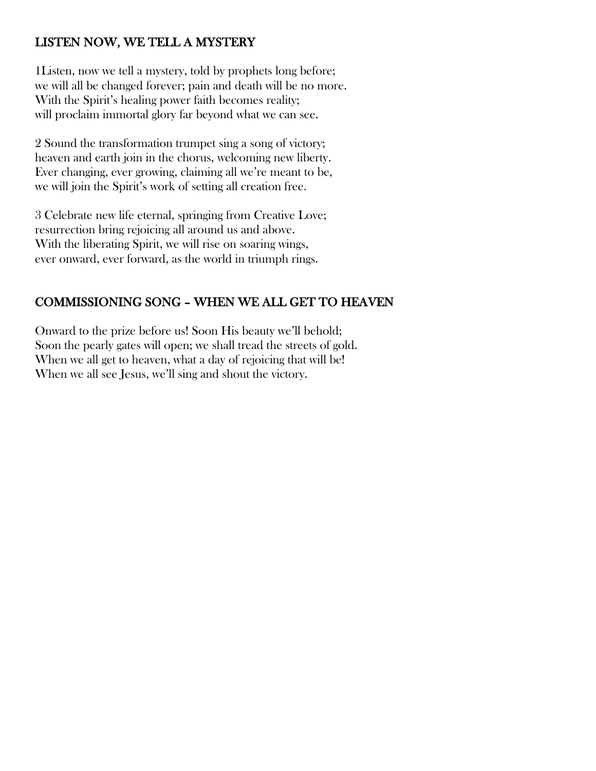## LISTEN NOW, WE TELL A MYSTERY

1Listen, now we tell a mystery, told by prophets long before;
we will all be changed forever; pain and death will be no more.
With the Spirit's healing power faith becomes reality;
will proclaim immortal glory far beyond what we can see.

2 Sound the transformation trumpet sing a song of victory;
heaven and earth join in the chorus, welcoming new liberty.
Ever changing, ever growing, claiming all we're meant to be,
we will join the Spirit's work of setting all creation free.

3 Celebrate new life eternal, springing from Creative Love;
resurrection bring rejoicing all around us and above.
With the liberating Spirit, we will rise on soaring wings,
ever onward, ever forward, as the world in triumph rings.

## COMMISSIONING SONG – WHEN WE ALL GET TO HEAVEN

Onward to the prize before us! Soon His beauty we'll behold;
Soon the pearly gates will open; we shall tread the streets of gold.
When we all get to heaven, what a day of rejoicing that will be!
When we all see Jesus, we'll sing and shout the victory.